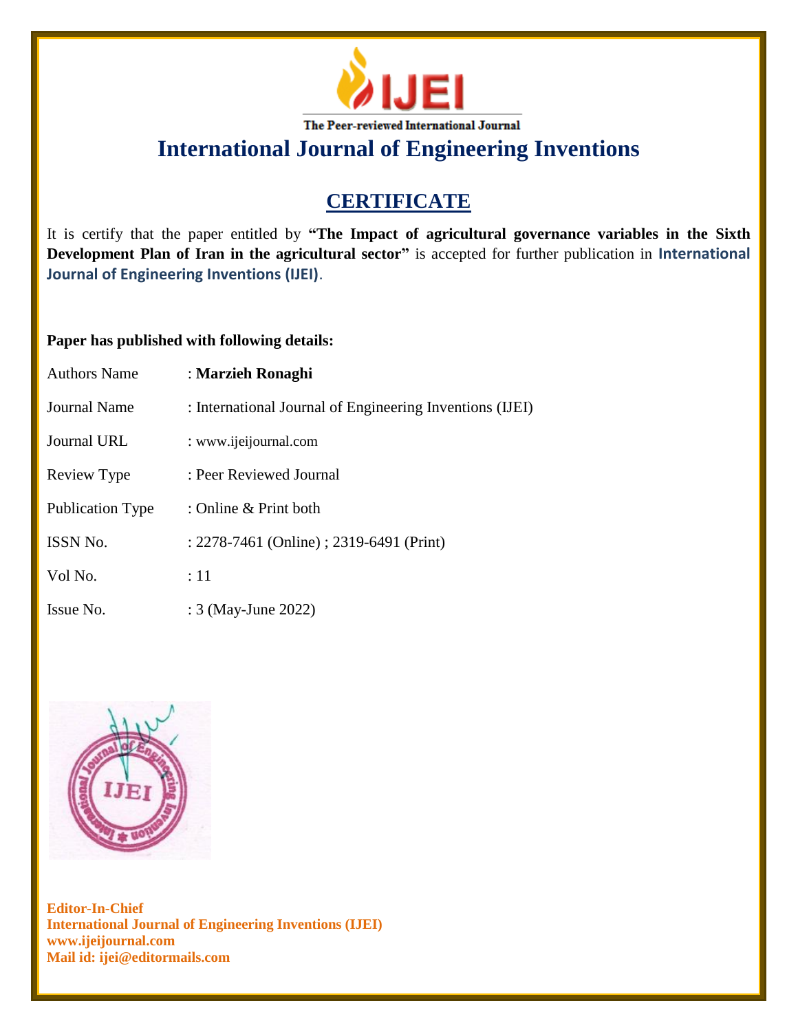IJEI

The Peer-reviewed International Journal

# International Journal of Engineering Inventions

## CERTIFICATE

It is certify that the paper entitled by **"The Impact of agricultural governance variables in the Sixth Development Plan of Iran in the agricultural sector"** is accepted for further publication in **International Journal of Engineering Inventions (IJEI)**.

**Paper has published with following details:**

| | |
|---|---|
| Authors Name | : **Marzieh Ronaghi** |
| Journal Name | : International Journal of Engineering Inventions (IJEI) |
| Journal URL | : www.ijeijournal.com |
| Review Type | : Peer Reviewed Journal |
| Publication Type | : Online & Print both |
| ISSN No. | : 2278-7461 (Online) ; 2319-6491 (Print) |
| Vol No. | : 11 |
| Issue No. | : 3 (May-June 2022) |

**Editor-In-Chief**
**International Journal of Engineering Inventions (IJEI)**
**www.ijeijournal.com**
**Mail id: ijei@editormails.com**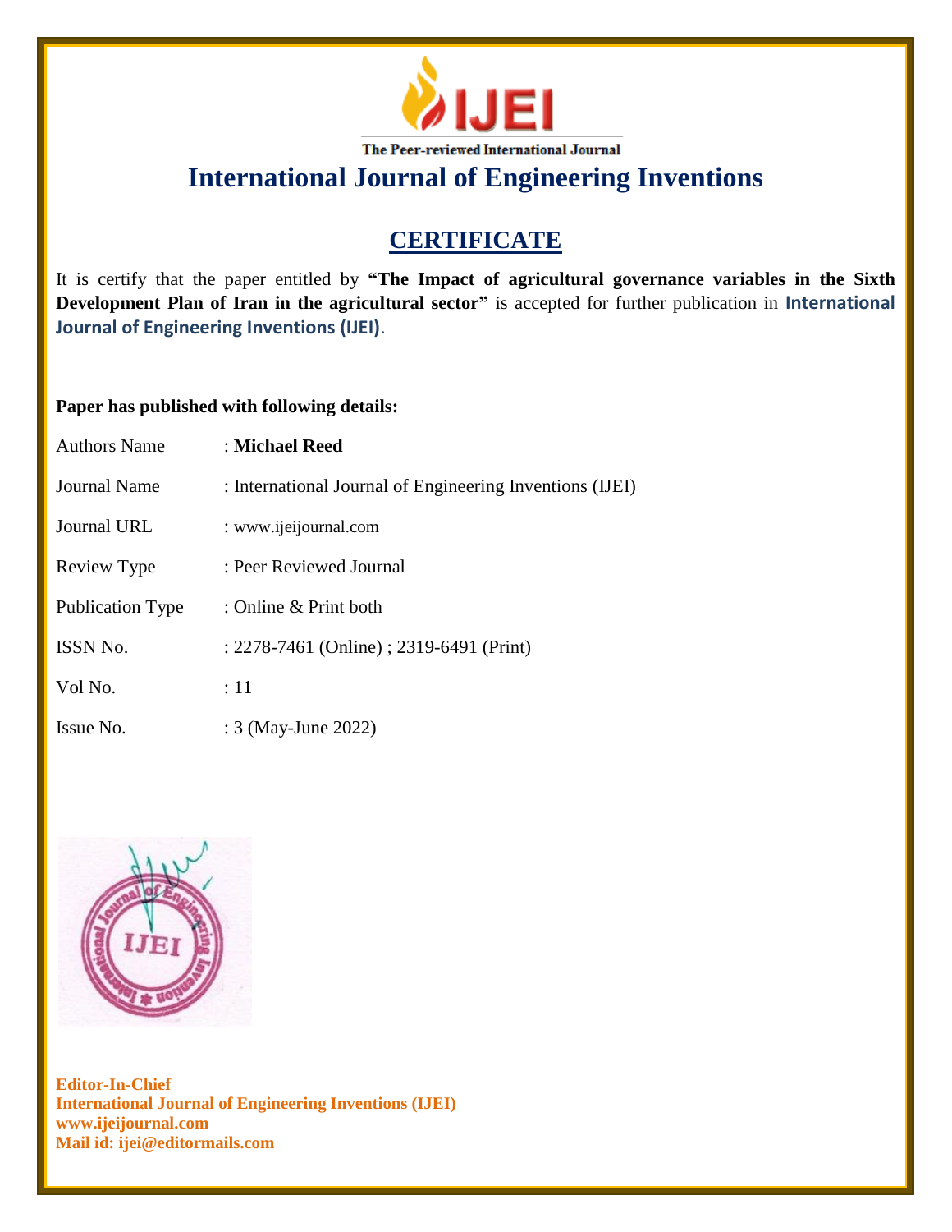The Peer-reviewed International Journal

# International Journal of Engineering Inventions

## CERTIFICATE

It is certify that the paper entitled by **"The Impact of agricultural governance variables in the Sixth Development Plan of Iran in the agricultural sector"** is accepted for further publication in **International Journal of Engineering Inventions (IJEI)**.

**Paper has published with following details:**

| | |
|---|---|
| Authors Name | : **Michael Reed** |
| Journal Name | : International Journal of Engineering Inventions (IJEI) |
| Journal URL | : www.ijeijournal.com |
| Review Type | : Peer Reviewed Journal |
| Publication Type | : Online & Print both |
| ISSN No. | : 2278-7461 (Online) ; 2319-6491 (Print) |
| Vol No. | : 11 |
| Issue No. | : 3 (May-June 2022) |

**Editor-In-Chief**
**International Journal of Engineering Inventions (IJEI)**
**www.ijeijournal.com**
**Mail id: ijei@editormails.com**